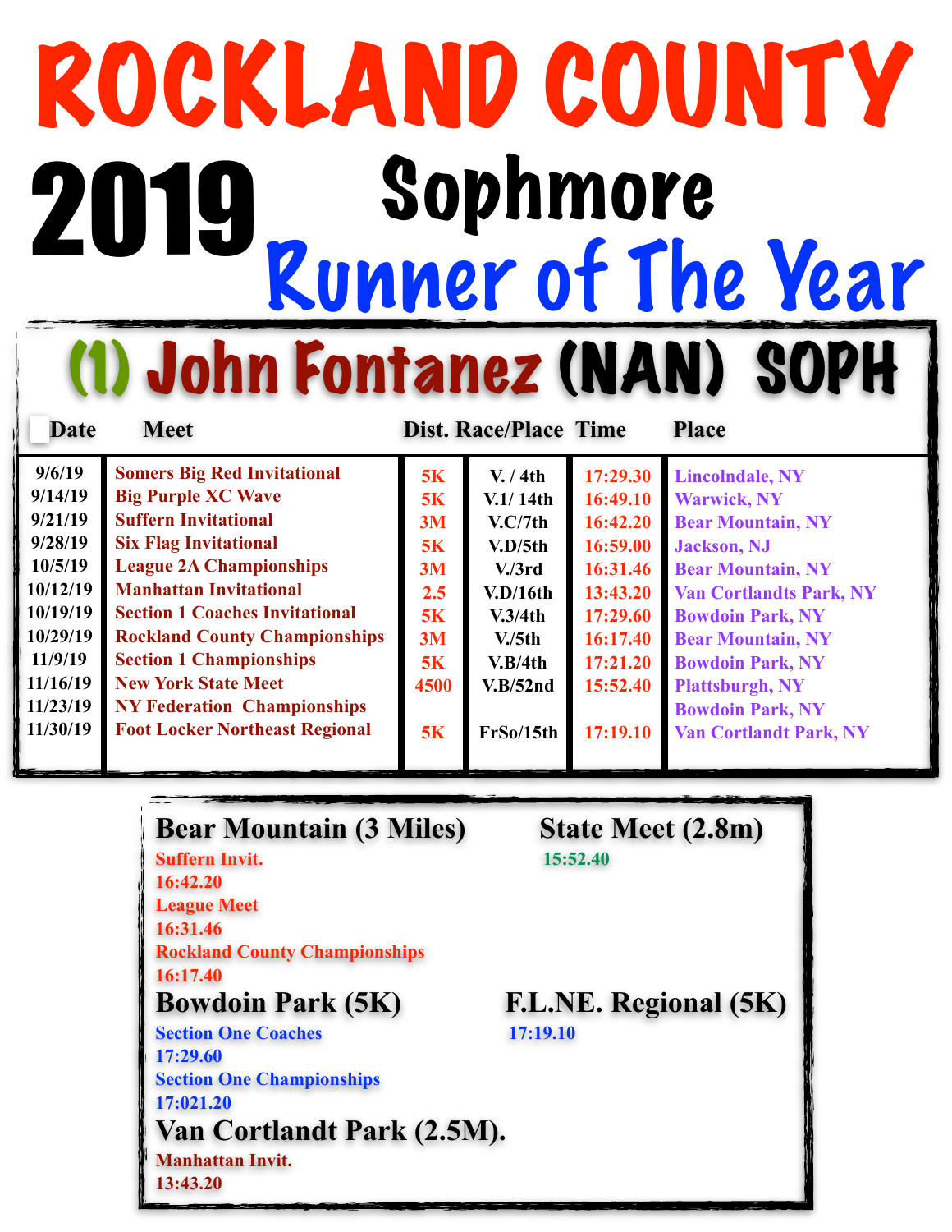# ROCKLAND COUNTY

# 2019 Sophmore Runner of The Year

## (1) John Fontanez (NAN) SOPH

| Date | Meet | Dist. | Race/Place | Time | Place |
| --- | --- | --- | --- | --- | --- |
| 9/6/19 | Somers Big Red Invitational | 5K | V. / 4th | 17:29.30 | Lincolndale, NY |
| 9/14/19 | Big Purple XC Wave | 5K | V.1/ 14th | 16:49.10 | Warwick, NY |
| 9/21/19 | Suffern Invitational | 3M | V.C/7th | 16:42.20 | Bear Mountain, NY |
| 9/28/19 | Six Flag Invitational | 5K | V.D/5th | 16:59.00 | Jackson, NJ |
| 10/5/19 | League 2A Championships | 3M | V./3rd | 16:31.46 | Bear Mountain, NY |
| 10/12/19 | Manhattan Invitational | 2.5 | V.D/16th | 13:43.20 | Van Cortlandts Park, NY |
| 10/19/19 | Section 1 Coaches Invitational | 5K | V.3/4th | 17:29.60 | Bowdoin Park, NY |
| 10/29/19 | Rockland County Championships | 3M | V./5th | 16:17.40 | Bear Mountain, NY |
| 11/9/19 | Section 1 Championships | 5K | V.B/4th | 17:21.20 | Bowdoin Park, NY |
| 11/16/19 | New York State Meet | 4500 | V.B/52nd | 15:52.40 | Plattsburgh, NY |
| 11/23/19 | NY Federation Championships | | | | Bowdoin Park, NY |
| 11/30/19 | Foot Locker Northeast Regional | 5K | FrSo/15th | 17:19.10 | Van Cortlandt Park, NY |

### Bear Mountain (3 Miles)

Suffern Invit.
16:42.20

League Meet
16:31.46

Rockland County Championships
16:17.40

### State Meet (2.8m)

15:52.40

### Bowdoin Park (5K)

Section One Coaches
17:29.60

Section One Championships
17:021.20

### F.L.NE. Regional (5K)

17:19.10

### Van Cortlandt Park (2.5M).

Manhattan Invit.
13:43.20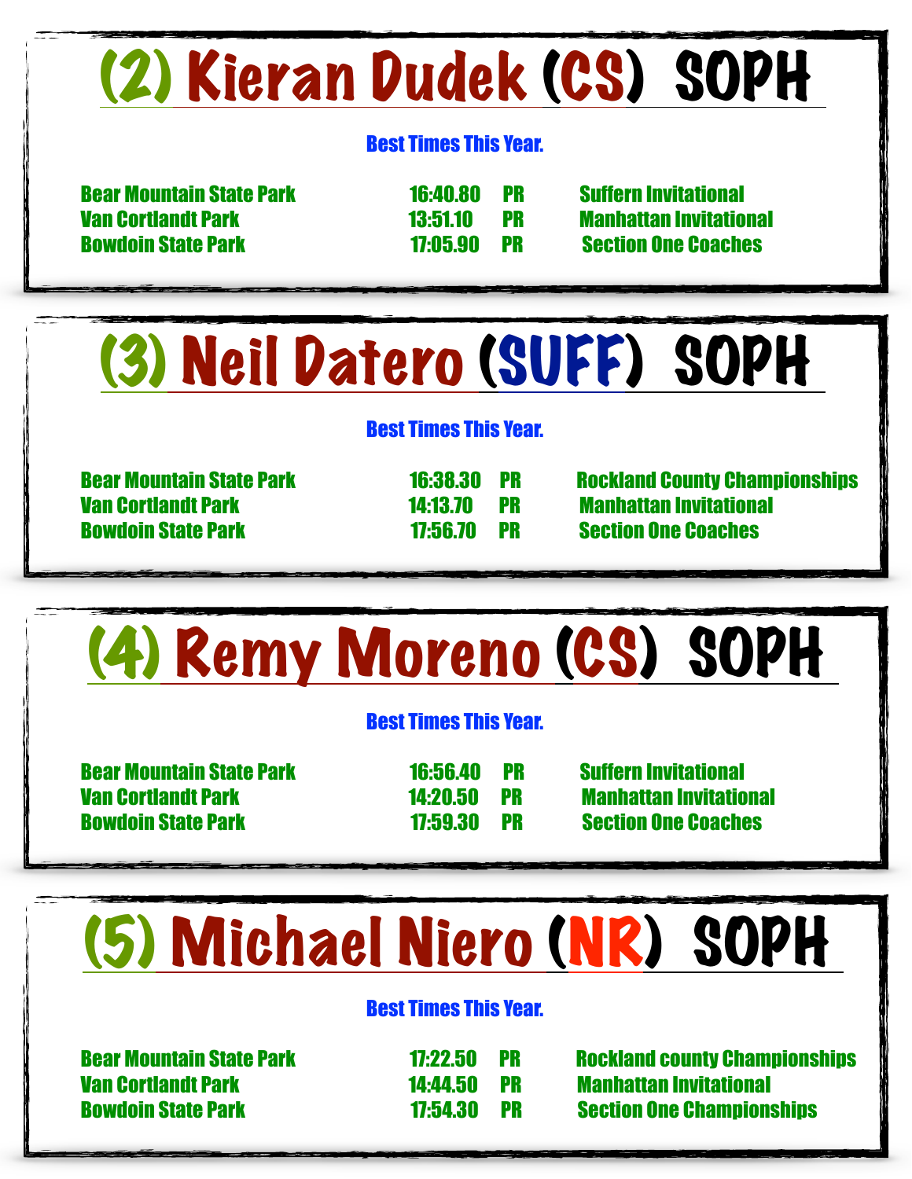## (2) Kieran Dudek (CS) SOPH

**Best Times This Year.**

| | | | |
|---|---|---|---|
| Bear Mountain State Park | 16:40.80 | PR | Suffern Invitational |
| Van Cortlandt Park | 13:51.10 | PR | Manhattan Invitational |
| Bowdoin State Park | 17:05.90 | PR | Section One Coaches |

## (3) Neil Datero (SUFF) SOPH

**Best Times This Year.**

| | | | |
|---|---|---|---|
| Bear Mountain State Park | 16:38.30 | PR | Rockland County Championships |
| Van Cortlandt Park | 14:13.70 | PR | Manhattan Invitational |
| Bowdoin State Park | 17:56.70 | PR | Section One Coaches |

## (4) Remy Moreno (CS) SOPH

**Best Times This Year.**

| | | | |
|---|---|---|---|
| Bear Mountain State Park | 16:56.40 | PR | Suffern Invitational |
| Van Cortlandt Park | 14:20.50 | PR | Manhattan Invitational |
| Bowdoin State Park | 17:59.30 | PR | Section One Coaches |

## (5) Michael Niero (NR) SOPH

**Best Times This Year.**

| | | | |
|---|---|---|---|
| Bear Mountain State Park | 17:22.50 | PR | Rockland county Championships |
| Van Cortlandt Park | 14:44.50 | PR | Manhattan Invitational |
| Bowdoin State Park | 17:54.30 | PR | Section One Championships |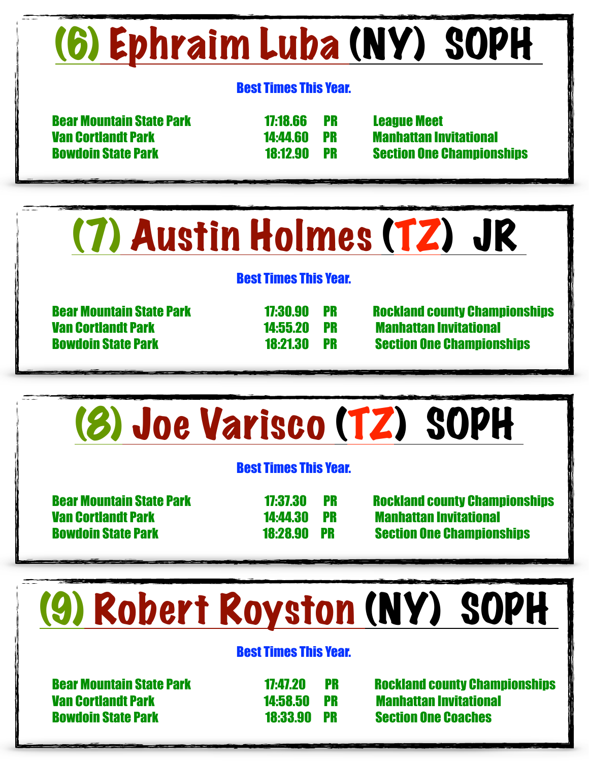## (6) Ephraim Luba (NY) SOPH

**Best Times This Year.**

| | | | |
|---|---|---|---|
| Bear Mountain State Park | 17:18.66 | PR | League Meet |
| Van Cortlandt Park | 14:44.60 | PR | Manhattan Invitational |
| Bowdoin State Park | 18:12.90 | PR | Section One Championships |

## (7) Austin Holmes (TZ) JR

**Best Times This Year.**

| | | | |
|---|---|---|---|
| Bear Mountain State Park | 17:30.90 | PR | Rockland county Championships |
| Van Cortlandt Park | 14:55.20 | PR | Manhattan Invitational |
| Bowdoin State Park | 18:21.30 | PR | Section One Championships |

## (8) Joe Varisco (TZ) SOPH

**Best Times This Year.**

| | | | |
|---|---|---|---|
| Bear Mountain State Park | 17:37.30 | PR | Rockland county Championships |
| Van Cortlandt Park | 14:44.30 | PR | Manhattan Invitational |
| Bowdoin State Park | 18:28.90 | PR | Section One Championships |

## (9) Robert Royston (NY) SOPH

**Best Times This Year.**

| | | | |
|---|---|---|---|
| Bear Mountain State Park | 17:47.20 | PR | Rockland county Championships |
| Van Cortlandt Park | 14:58.50 | PR | Manhattan Invitational |
| Bowdoin State Park | 18:33.90 | PR | Section One Coaches |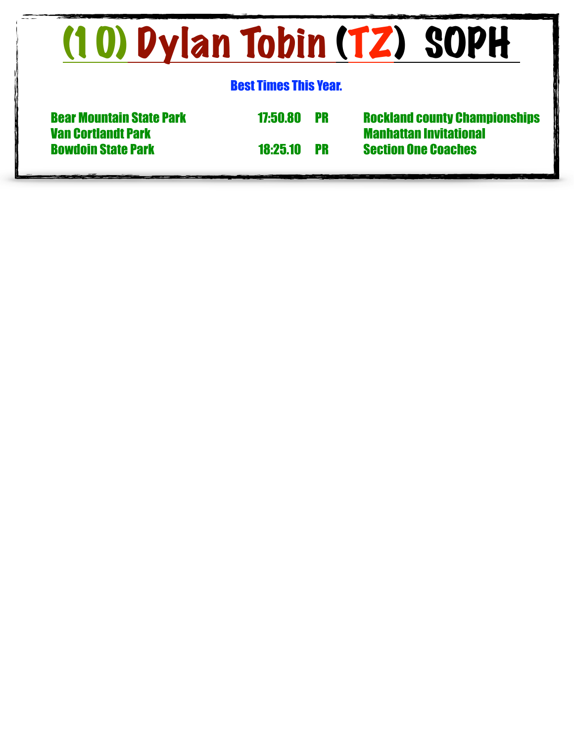# (10) Dylan Tobin (TZ) SOPH

### Best Times This Year.

| | | | |
|---|---|---|---|
| Bear Mountain State Park | 17:50.80 | PR | Rockland county Championships |
| Van Cortlandt Park | | | Manhattan Invitational |
| Bowdoin State Park | 18:25.10 | PR | Section One Coaches |